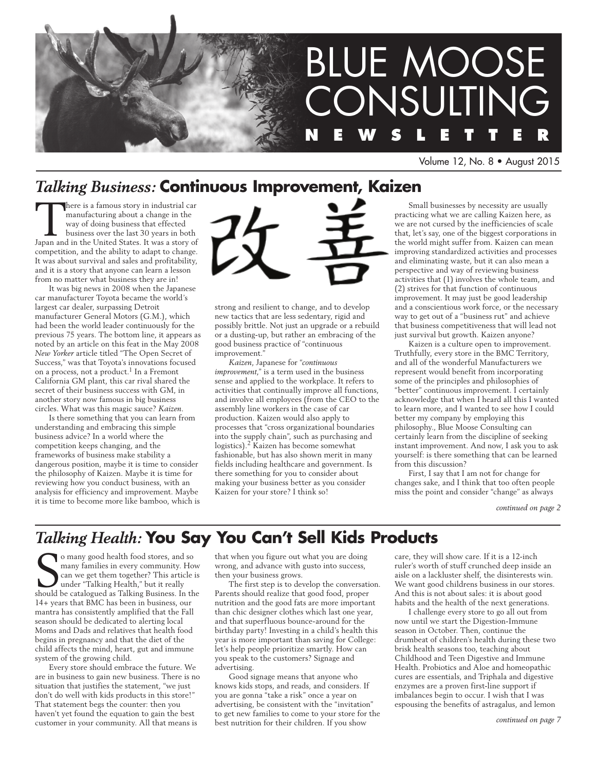# BLUE MOOSE CONSULTING NEWSLETTER

Volume 12, No. 8 • August 2015

## *Talking Business:* Continuous Improvement, Kaizen

There is a famous story in industrial car manufacturing about a change in the way of doing business that effected business over the last 30 years in both Japan and in the United States. It was a story of competition, and the ability to adapt to change. It was about survival and sales and profitability, and it is a story that anyone can learn a lesson from no matter what business they are in!

It was big news in 2008 when the Japanese car manufacturer Toyota became the world's largest car dealer, surpassing Detroit manufacturer General Motors (G.M.), which had been the world leader continuously for the previous 75 years. The bottom line, it appears as noted by an article on this feat in the May 2008 *New Yorker* article titled "The Open Secret of Success," was that Toyota's innovations focused on a process, not a product.[1] In a Fremont California GM plant, this car rival shared the secret of their business success with GM, in another story now famous in big business circles. What was this magic sauce? *Kaizen*.

Is there something that you can learn from understanding and embracing this simple business advice? In a world where the competition keeps changing, and the frameworks of business make stability a dangerous position, maybe it is time to consider the philosophy of Kaizen. Maybe it is time for reviewing how you conduct business, with an analysis for efficiency and improvement. Maybe it is time to become more like bamboo, which is strong and resilient to change, and to develop new tactics that are less sedentary, rigid and possibly brittle. Not just an upgrade or a rebuild or a dusting-up, but rather an embracing of the good business practice of "continuous improvement."

改善

*Kaizen*, Japanese for "*continuous improvement*," is a term used in the business sense and applied to the workplace. It refers to activities that continually improve all functions, and involve all employees (from the CEO to the assembly line workers in the case of car production. Kaizen would also apply to processes that "cross organizational boundaries into the supply chain", such as purchasing and logistics).[2] Kaizen has become somewhat fashionable, but has also shown merit in many fields including healthcare and government. Is there something for you to consider about making your business better as you consider Kaizen for your store? I think so!

Small businesses by necessity are usually practicing what we are calling Kaizen here, as we are not cursed by the inefficiencies of scale that, let's say, one of the biggest corporations in the world might suffer from. Kaizen can mean improving standardized activities and processes and eliminating waste, but it can also mean a perspective and way of reviewing business activities that (1) involves the whole team, and (2) strives for that function of continuous improvement. It may just be good leadership and a conscientious work force, or the necessary way to get out of a "business rut" and achieve that business competitiveness that will lead not just survival but growth. Kaizen anyone?

Kaizen is a culture open to improvement. Truthfully, every store in the BMC Territory, and all of the wonderful Manufacturers we represent would benefit from incorporating some of the principles and philosophies of "better" continuous improvement. I certainly acknowledge that when I heard all this I wanted to learn more, and I wanted to see how I could better my company by employing this philosophy., Blue Moose Consulting can certainly learn from the discipline of seeking instant improvement. And now, I ask you to ask yourself: is there something that can be learned from this discussion?

First, I say that I am not for change for changes sake, and I think that too often people miss the point and consider "change" as always

*continued on page 2*

## *Talking Health:* You Say You Can't Sell Kids Products

So many good health food stores, and so many families in every community. How can we get them together? This article is under "Talking Health," but it really should be catalogued as Talking Business. In the 14+ years that BMC has been in business, our mantra has consistently amplified that the Fall season should be dedicated to alerting local Moms and Dads and relatives that health food begins in pregnancy and that the diet of the child affects the mind, heart, gut and immune system of the growing child.

Every store should embrace the future. We are in business to gain new business. There is no situation that justifies the statement, "we just don't do well with kids products in this store!" That statement begs the counter: then you haven't yet found the equation to gain the best customer in your community. All that means is that when you figure out what you are doing wrong, and advance with gusto into success, then your business grows.

The first step is to develop the conversation. Parents should realize that good food, proper nutrition and the good fats are more important than chic designer clothes which last one year, and that superfluous bounce-around for the birthday party! Investing in a child's health this year is more important than saving for College: let's help people prioritize smartly. How can you speak to the customers? Signage and advertising.

Good signage means that anyone who knows kids stops, and reads, and considers. If you are gonna "take a risk" once a year on advertising, be consistent with the "invitation" to get new families to come to your store for the best nutrition for their children. If you show care, they will show care. If it is a 12-inch ruler's worth of stuff crunched deep inside an aisle on a lackluster shelf, the disinterests win. We want good childrens business in our stores. And this is not about sales: it is about good habits and the health of the next generations.

I challenge every store to go all out from now until we start the Digestion-Immune season in October. Then, continue the drumbeat of children's health during these two brisk health seasons too, teaching about Childhood and Teen Digestive and Immune Health. Probiotics and Aloe and homeopathic cures are essentials, and Triphala and digestive enzymes are a proven first-line support if imbalances begin to occur. I wish that I was espousing the benefits of astragalus, and lemon

*continued on page 7*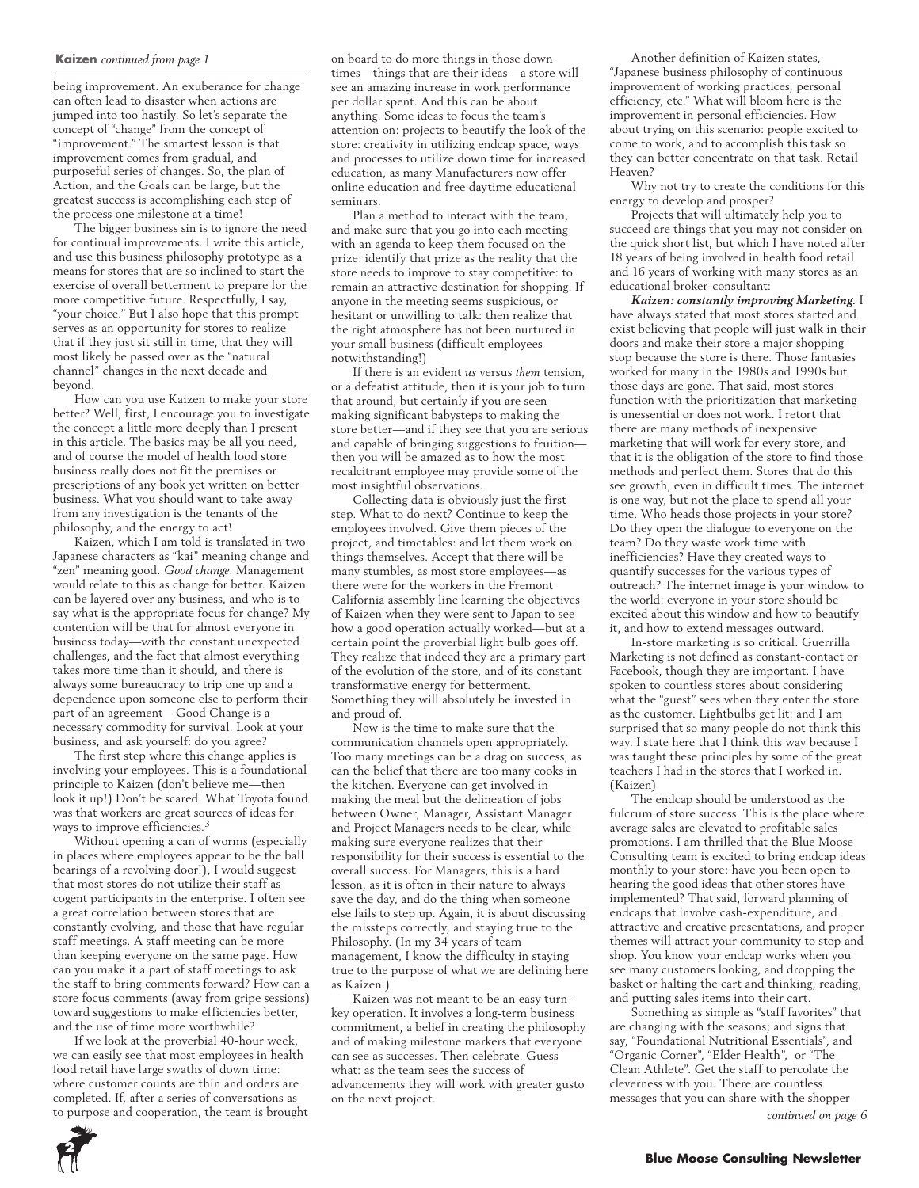**Kaizen** *continued from page 1*

being improvement. An exuberance for change can often lead to disaster when actions are jumped into too hastily. So let's separate the concept of "change" from the concept of "improvement." The smartest lesson is that improvement comes from gradual, and purposeful series of changes. So, the plan of Action, and the Goals can be large, but the greatest success is accomplishing each step of the process one milestone at a time!

The bigger business sin is to ignore the need for continual improvements. I write this article, and use this business philosophy prototype as a means for stores that are so inclined to start the exercise of overall betterment to prepare for the more competitive future. Respectfully, I say, "your choice." But I also hope that this prompt serves as an opportunity for stores to realize that if they just sit still in time, that they will most likely be passed over as the "natural channel" changes in the next decade and beyond.

How can you use Kaizen to make your store better? Well, first, I encourage you to investigate the concept a little more deeply than I present in this article. The basics may be all you need, and of course the model of health food store business really does not fit the premises or prescriptions of any book yet written on better business. What you should want to take away from any investigation is the tenants of the philosophy, and the energy to act!

Kaizen, which I am told is translated in two Japanese characters as "kai" meaning change and "zen" meaning good. *Good change*. Management would relate to this as change for better. Kaizen can be layered over any business, and who is to say what is the appropriate focus for change? My contention will be that for almost everyone in business today—with the constant unexpected challenges, and the fact that almost everything takes more time than it should, and there is always some bureaucracy to trip one up and a dependence upon someone else to perform their part of an agreement—Good Change is a necessary commodity for survival. Look at your business, and ask yourself: do you agree?

The first step where this change applies is involving your employees. This is a foundational principle to Kaizen (don't believe me—then look it up!) Don't be scared. What Toyota found was that workers are great sources of ideas for ways to improve efficiencies.[3]

Without opening a can of worms (especially in places where employees appear to be the ball bearings of a revolving door!), I would suggest that most stores do not utilize their staff as cogent participants in the enterprise. I often see a great correlation between stores that are constantly evolving, and those that have regular staff meetings. A staff meeting can be more than keeping everyone on the same page. How can you make it a part of staff meetings to ask the staff to bring comments forward? How can a store focus comments (away from gripe sessions) toward suggestions to make efficiencies better, and the use of time more worthwhile?

If we look at the proverbial 40-hour week, we can easily see that most employees in health food retail have large swaths of down time: where customer counts are thin and orders are completed. If, after a series of conversations as to purpose and cooperation, the team is brought on board to do more things in those down times—things that are their ideas—a store will see an amazing increase in work performance per dollar spent. And this can be about anything. Some ideas to focus the team's attention on: projects to beautify the look of the store: creativity in utilizing endcap space, ways and processes to utilize down time for increased education, as many Manufacturers now offer online education and free daytime educational seminars.

Plan a method to interact with the team, and make sure that you go into each meeting with an agenda to keep them focused on the prize: identify that prize as the reality that the store needs to improve to stay competitive: to remain an attractive destination for shopping. If anyone in the meeting seems suspicious, or hesitant or unwilling to talk: then realize that the right atmosphere has not been nurtured in your small business (difficult employees notwithstanding!)

If there is an evident *us* versus *them* tension, or a defeatist attitude, then it is your job to turn that around, but certainly if you are seen making significant babysteps to making the store better—and if they see that you are serious and capable of bringing suggestions to fruition—then you will be amazed as to how the most recalcitrant employee may provide some of the most insightful observations.

Collecting data is obviously just the first step. What to do next? Continue to keep the employees involved. Give them pieces of the project, and timetables: and let them work on things themselves. Accept that there will be many stumbles, as most store employees—as there were for the workers in the Fremont California assembly line learning the objectives of Kaizen when they were sent to Japan to see how a good operation actually worked—but at a certain point the proverbial light bulb goes off. They realize that indeed they are a primary part of the evolution of the store, and of its constant transformative energy for betterment. Something they will absolutely be invested in and proud of.

Now is the time to make sure that the communication channels open appropriately. Too many meetings can be a drag on success, as can the belief that there are too many cooks in the kitchen. Everyone can get involved in making the meal but the delineation of jobs between Owner, Manager, Assistant Manager and Project Managers needs to be clear, while making sure everyone realizes that their responsibility for their success is essential to the overall success. For Managers, this is a hard lesson, as it is often in their nature to always save the day, and do the thing when someone else fails to step up. Again, it is about discussing the missteps correctly, and staying true to the Philosophy. (In my 34 years of team management, I know the difficulty in staying true to the purpose of what we are defining here as Kaizen.)

Kaizen was not meant to be an easy turn-key operation. It involves a long-term business commitment, a belief in creating the philosophy and of making milestone markers that everyone can see as successes. Then celebrate. Guess what: as the team sees the success of advancements they will work with greater gusto on the next project.

Another definition of Kaizen states, "Japanese business philosophy of continuous improvement of working practices, personal efficiency, etc." What will bloom here is the improvement in personal efficiencies. How about trying on this scenario: people excited to come to work, and to accomplish this task so they can better concentrate on that task. Retail Heaven?

Why not try to create the conditions for this energy to develop and prosper?

Projects that will ultimately help you to succeed are things that you may not consider on the quick short list, but which I have noted after 18 years of being involved in health food retail and 16 years of working with many stores as an educational broker-consultant:

***Kaizen: constantly improving Marketing.*** I have always stated that most stores started and exist believing that people will just walk in their doors and make their store a major shopping stop because the store is there. Those fantasies worked for many in the 1980s and 1990s but those days are gone. That said, most stores function with the prioritization that marketing is unessential or does not work. I retort that there are many methods of inexpensive marketing that will work for every store, and that it is the obligation of the store to find those methods and perfect them. Stores that do this see growth, even in difficult times. The internet is one way, but not the place to spend all your time. Who heads those projects in your store? Do they open the dialogue to everyone on the team? Do they waste work time with inefficiencies? Have they created ways to quantify successes for the various types of outreach? The internet image is your window to the world: everyone in your store should be excited about this window and how to beautify it, and how to extend messages outward.

In-store marketing is so critical. Guerrilla Marketing is not defined as constant-contact or Facebook, though they are important. I have spoken to countless stores about considering what the "guest" sees when they enter the store as the customer. Lightbulbs get lit: and I am surprised that so many people do not think this way. I state here that I think this way because I was taught these principles by some of the great teachers I had in the stores that I worked in. (Kaizen)

The endcap should be understood as the fulcrum of store success. This is the place where average sales are elevated to profitable sales promotions. I am thrilled that the Blue Moose Consulting team is excited to bring endcap ideas monthly to your store: have you been open to hearing the good ideas that other stores have implemented? That said, forward planning of endcaps that involve cash-expenditure, and attractive and creative presentations, and proper themes will attract your community to stop and shop. You know your endcap works when you see many customers looking, and dropping the basket or halting the cart and thinking, reading, and putting sales items into their cart.

Something as simple as "staff favorites" that are changing with the seasons; and signs that say, "Foundational Nutritional Essentials", and "Organic Corner", "Elder Health", or "The Clean Athlete". Get the staff to percolate the cleverness with you. There are countless messages that you can share with the shopper

*continued on page 6*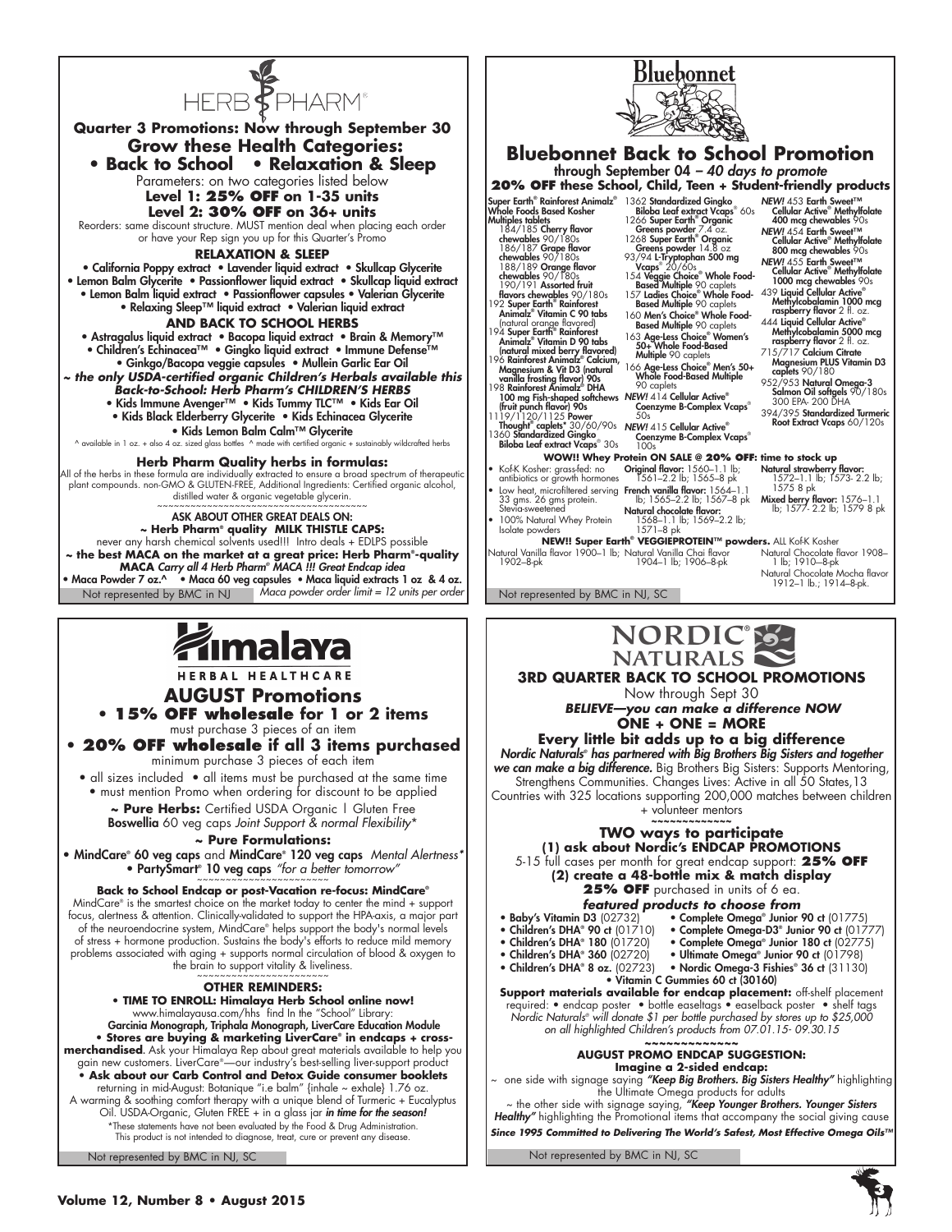# HERB PHARM

**Quarter 3 Promotions: Now through September 30**

## Grow these Health Categories:

## • Back to School • Relaxation & Sleep

Parameters: on two categories listed below

**Level 1: 25% OFF on 1-35 units**

**Level 2: 30% OFF on 36+ units**

Reorders: same discount structure. MUST mention deal when placing each order or have your Rep sign you up for this Quarter's Promo

**RELAXATION & SLEEP**

• California Poppy extract • Lavender liquid extract • Skullcap Glycerite • Lemon Balm Glycerite • Passionflower liquid extract • Skullcap liquid extract • Lemon Balm liquid extract • Passionflower capsules • Valerian Glycerite • Relaxing Sleep™ liquid extract • Valerian liquid extract

**AND BACK TO SCHOOL HERBS**

• Astragalus liquid extract • Bacopa liquid extract • Brain & Memory™ • Children's Echinacea™ • Gingko liquid extract • Immune Defense™ • Ginkgo/Bacopa veggie capsules • Mullein Garlic Ear Oil

***~ the only USDA-certified organic Children's Herbals available this Back-to-School: Herb Pharm's CHILDREN'S HERBS***

• Kids Immune Avenger™ • Kids Tummy TLC™ • Kids Ear Oil • Kids Black Elderberry Glycerite • Kids Echinacea Glycerite • Kids Lemon Balm Calm™ Glycerite

^ available in 1 oz. + also 4 oz. sized glass bottles ^ made with certified organic + sustainably wildcrafted herbs

**Herb Pharm Quality herbs in formulas:**

All of the herbs in these formula are individually extracted to ensure a broad spectrum of therapeutic plant compounds. non-GMO & GLUTEN-FREE, Additional Ingredients: Certified organic alcohol, distilled water & organic vegetable glycerin.

ASK ABOUT OTHER GREAT DEALS ON:

**~ Herb Pharm® quality MILK THISTLE CAPS:**

never any harsh chemical solvents used!!! Intro deals + EDLPS possible

**~ the best MACA on the market at a great price: Herb Pharm®-quality MACA** *Carry all 4 Herb Pharm® MACA !!! Great Endcap idea*

• Maca Powder 7 oz.^ • Maca 60 veg capsules • Maca liquid extracts 1 oz & 4 oz.

Not represented by BMC in NJ — *Maca powder order limit = 12 units per order*

---

# Bluebonnet

## Bluebonnet Back to School Promotion

through September 04 *– 40 days to promote*

**20% OFF these School, Child, Teen + Student-friendly products**

**Super Earth® Rainforest Animalz® Whole Foods Based Kosher Multiples tablets**
- 184/185 **Cherry flavor chewables** 90/180s
- 186/187 **Grape flavor chewables** 90/180s
- 188/189 **Orange flavor chewables** 90/180s
- 190/191 **Assorted fruit flavors chewables** 90/180s
- 192 **Super Earth® Rainforest Animalz® Vitamin C 90 tabs** (natural orange flavored)
- 194 **Super Earth® Rainforest Animalz® Vitamin D 90 tabs** (natural mixed berry flavored)
- 196 **Rainforest Animalz® Calcium, Magnesium & Vit D3** (natural vanilla frosting flavor) **90s**
- 198 **Rainforest Animalz® DHA 100 mg Fish-shaped softchews** (fruit punch flavor) **90s**
- 1119/1120/1125 **Power Thought® caplets*** 30/60/90s
- 1360 **Standardized Gingko Biloba Leaf extract Vcaps®** 30s
- 1362 **Standardized Gingko Biloba Leaf extract Vcaps®** 60s
- 1266 **Super Earth® Organic Greens powder** 7.4 oz.
- 1268 **Super Earth® Organic Greens powder** 14.8 oz
- 93/94 **L-Tryptophan 500 mg Vcaps®** 20/60s
- 154 **Veggie Choice® Whole Food-Based Multiple** 90 caplets
- 157 **Ladies Choice® Whole Food-Based Multiple** 90 caplets
- 160 **Men's Choice® Whole Food-Based Multiple** 90 caplets
- 163 **Age-Less Choice® Women's 50+ Whole Food-Based Multiple** 90 caplets
- 166 **Age-Less Choice® Men's 50+ Whole Food-Based Multiple** 90 caplets
- *NEW!* 414 **Cellular Active® Coenzyme B-Complex Vcaps®** 50s
- *NEW!* 415 **Cellular Active® Coenzyme B-Complex Vcaps®** 100s
- *NEW!* 453 **Earth Sweet™ Cellular Active® Methylfolate 400 mcg chewables** 90s
- *NEW!* 454 **Earth Sweet™ Cellular Active® Methylfolate 800 mcg chewables** 90s
- *NEW!* 455 **Earth Sweet™ Cellular Active® Methylfolate 1000 mcg chewables** 90s
- 439 **Liquid Cellular Active® Methylcobalamin 1000 mcg raspberry flavor** 2 fl. oz.
- 444 **Liquid Cellular Active® Methylcobalamin 5000 mcg raspberry flavor** 2 fl. oz.
- 715/717 **Calcium Citrate Magnesium PLUS Vitamin D3 caplets** 90/180
- 952/953 **Natural Omega-3 Salmon Oil softgels** 90/180s 300 EPA- 200 DHA
- 394/395 **Standardized Turmeric Root Extract Vcaps** 60/120s

**WOW!! Whey Protein ON SALE @ 20% OFF: time to stock up**

- Kof-K Kosher: grass-fed: no antibiotics or growth hormones
- Low heat, microfiltered serving 33 gms. 26 gms protein. Stevia-sweetened
- 100% Natural Whey Protein Isolate powders

**Original flavor:** 1560–1.1 lb; 1561–2.2 lb; 1565–8 pk

**French vanilla flavor:** 1564–1.1 lb; 1565–2.2 lb; 1567–8 pk

**Natural chocolate flavor:** 1568–1.1 lb; 1569–2.2 lb; 1571–8 pk

**Natural strawberry flavor:** 1572–1.1 lb; 1573- 2.2 lb; 1575 8 pk

**Mixed berry flavor:** 1576–1.1 lb; 1577- 2.2 lb; 1579 8 pk

**NEW!! Super Earth® VEGGIEPROTEIN™ powders.** ALL Kof-K Kosher

Natural Vanilla flavor 1900–1 lb; 1902–8-pk

Natural Vanilla Chai flavor 1904–1 lb; 1906–8-pk

Natural Chocolate flavor 1908–1 lb; 1910–8-pk

Natural Chocolate Mocha flavor 1912–1 lb.; 1914–8-pk.

Not represented by BMC in NJ, SC

---

# Himalaya HERBAL HEALTHCARE

## AUGUST Promotions

**• 15% OFF wholesale for 1 or 2 items**

must purchase 3 pieces of an item

**• 20% OFF wholesale if all 3 items purchased**

minimum purchase 3 pieces of each item

• all sizes included • all items must be purchased at the same time • must mention Promo when ordering for discount to be applied

**~ Pure Herbs:** Certified USDA Organic I Gluten Free **Boswellia** 60 veg caps *Joint Support & normal Flexibility**

**~ Pure Formulations:**

• **MindCare® 60 veg caps** and **MindCare® 120 veg caps** *Mental Alertness** • **PartySmart® 10 veg caps** *"for a better tomorrow"*

**Back to School Endcap or post-Vacation re-focus: MindCare®**

MindCare® is the smartest choice on the market today to center the mind + support focus, alertness & attention. Clinically-validated to support the HPA-axis, a major part of the neuroendocrine system, MindCare® helps support the body's normal levels of stress + hormone production. Sustains the body's efforts to reduce mild memory problems associated with aging + supports normal circulation of blood & oxygen to the brain to support vitality & liveliness.

**OTHER REMINDERS:**

• **TIME TO ENROLL: Himalaya Herb School online now!** www.himalayausa.com/hhs find In the "School" Library: **Garcinia Monograph, Triphala Monograph, LiverCare Education Module**

• **Stores are buying & marketing LiverCare® in endcaps + cross-merchandised**. Ask your Himalaya Rep about great materials available to help you gain new customers. LiverCare®—our industry's best-selling liver-support product

• **Ask about our Carb Control and Detox Guide consumer booklets** returning in mid-August: Botanique "i.e balm" (inhale ~ exhale) 1.76 oz. A warming & soothing comfort therapy with a unique blend of Turmeric + Eucalyptus Oil. USDA-Organic, Gluten FREE + in a glass jar *in time for the season!*

*These statements have not been evaluated by the Food & Drug Administration. This product is not intended to diagnose, treat, cure or prevent any disease.

Not represented by BMC in NJ, SC

---

# NORDIC NATURALS

## 3RD QUARTER BACK TO SCHOOL PROMOTIONS

Now through Sept 30

***BELIEVE—you can make a difference NOW***

**ONE + ONE = MORE**

**Every little bit adds up to a big difference**

***Nordic Naturals® has partnered with Big Brothers Big Sisters and together we can make a big difference.*** Big Brothers Big Sisters: Supports Mentoring, Strengthens Communities. Changes Lives: Active in all 50 States,13 Countries with 325 locations supporting 200,000 matches between children + volunteer mentors

**TWO ways to participate**

**(1) ask about Nordic's ENDCAP PROMOTIONS**

5-15 full cases per month for great endcap support: **25% OFF**

**(2) create a 48-bottle mix & match display**

**25% OFF** purchased in units of 6 ea.

***featured products to choose from***

- **Baby's Vitamin D3** (02732)
- **Children's DHA® 90 ct** (01710)
- **Children's DHA® 180** (01720)
- **Children's DHA® 360** (02720)
- **Children's DHA® 8 oz.** (02723)
- **Complete Omega® Junior 90 ct** (01775)
- **Complete Omega-D3® Junior 90 ct** (01777)
- **Complete Omega® Junior 180 ct** (02775)
- **Ultimate Omega® Junior 90 ct** (01798)
- **Nordic Omega-3 Fishies® 36 ct** (31130)
- **Vitamin C Gummies 60 ct (30160)**

**Support materials available for endcap placement:** off-shelf placement required: • endcap poster • bottle easeltags • easelback poster • shelf tags

*Nordic Naturals® will donate $1 per bottle purchased by stores up to $25,000 on all highlighted Children's products from 07.01.15- 09.30.15*

**AUGUST PROMO ENDCAP SUGGESTION:**

**Imagine a 2-sided endcap:**

~ one side with signage saying ***"Keep Big Brothers. Big Sisters Healthy"*** highlighting the Ultimate Omega products for adults

~ the other side with signage saying, ***"Keep Younger Brothers. Younger Sisters Healthy"*** highlighting the Promotional items that accompany the social giving cause

***Since 1995 Committed to Delivering The World's Safest, Most Effective Omega Oils™***

Not represented by BMC in NJ, SC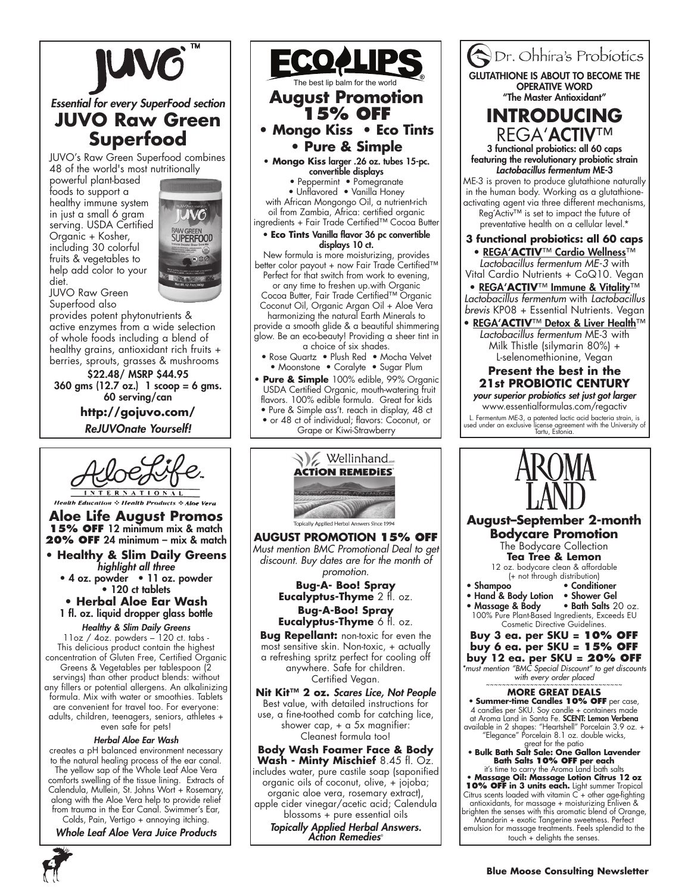# JUVO™

*Essential for every SuperFood section*

## JUVO Raw Green Superfood

JUVO's Raw Green Superfood combines 48 of the world's most nutritionally powerful plant-based foods to support a healthy immune system in just a small 6 gram serving. USDA Certified Organic + Kosher, including 30 colorful fruits & vegetables to help add color to your diet.

JUVO Raw Green Superfood also provides potent phytonutrients & active enzymes from a wide selection of whole foods including a blend of healthy grains, antioxidant rich fruits + berries, sprouts, grasses & mushrooms

**$22.48/ MSRP $44.95**
**360 gms (12.7 oz.) 1 scoop = 6 gms. 60 serving/can**

**http://gojuvo.com/**

***ReJUVOnate Yourself!***

---

# ECO LIPS

The best lip balm for the world

## August Promotion 15% OFF

## • Mongo Kiss • Eco Tints • Pure & Simple

• **Mongo Kiss larger .26 oz. tubes 15-pc. convertible displays**
• Peppermint • Pomegranate
• Unflavored • Vanilla Honey
with African Mongongo Oil, a nutrient-rich oil from Zambia, Africa: certified organic ingredients + Fair Trade Certified™ Cocoa Butter

• **Eco Tints Vanilla flavor 36 pc convertible displays 10 ct.**
New formula is more moisturizing, provides better color payout + now Fair Trade Certified™ Perfect for that switch from work to evening, or any time to freshen up.with Organic Cocoa Butter, Fair Trade Certified™ Organic Coconut Oil, Organic Argan Oil + Aloe Vera harmonizing the natural Earth Minerals to provide a smooth glide & a beautiful shimmering glow. Be an eco-beauty! Providing a sheer tint in a choice of six shades.
• Rose Quartz • Plush Red • Mocha Velvet
• Moonstone • Coralyte • Sugar Plum

• **Pure & Simple** 100% edible, 99% Organic USDA Certified Organic, mouth-watering fruit flavors. 100% edible formula. Great for kids
• Pure & Simple ass't. reach in display, 48 ct
• or 48 ct of individual; flavors: Coconut, or Grape or Kiwi-Strawberry

---

# Dr. Ohhira's Probiotics

**GLUTATHIONE IS ABOUT TO BECOME THE OPERATIVE WORD "The Master Antioxidant"**

## INTRODUCING REGA'ACTIV™

**3 functional probiotics: all 60 caps featuring the revolutionary probiotic strain *Lactobacillus fermentum* ME-3**

ME-3 is proven to produce glutathione naturally in the human body. Working as a glutathione-activating agent via three different mechanisms, Reg'Activ™ is set to impact the future of preventative health on a cellular level.*

**3 functional probiotics: all 60 caps**

• **REGA'ACTIV™ Cardio Wellness™** *Lactobacillus fermentum ME-3* with Vital Cardio Nutrients + CoQ10. Vegan
• **REGA'ACTIV™ Immune & Vitality™** *Lactobacillus fermentum* with *Lactobacillus brevis* KP08 + Essential Nutrients. Vegan
• **REGA'ACTIV™ Detox & Liver Health™** *Lactobacillus fermentum* ME-3 with Milk Thistle (silymarin 80%) + L-selenomethionine, Vegan

**Present the best in the 21st PROBIOTIC CENTURY**

***your superior probiotics set just got larger***

www.essentialformulas.com/regactiv

L. Fermentum ME-3, a patented lactic acid bacteria strain, is used under an exclusive license agreement with the University of Tartu, Estonia.

---

# AloeLife INTERNATIONAL

*Health Education ❖ Health Products ❖ Aloe Vera*

## Aloe Life August Promos

**15% OFF** 12 minimum mix & match
**20% OFF** 24 minimum – mix & match

**• Healthy & Slim Daily Greens** *highlight all three*
• 4 oz. powder • 11 oz. powder
• 120 ct tablets

**• Herbal Aloe Ear Wash**
**1 fl. oz. liquid dropper glass bottle**

***Healthy & Slim Daily Greens***

11oz / 4oz. powders – 120 ct. tabs - This delicious product contain the highest concentration of Gluten Free, Certified Organic Greens & Vegetables per tablespoon (2 servings) than other product blends: without any fillers or potential allergens. An alkalinizing formula. Mix with water or smoothies. Tablets are convenient for travel too. For everyone: adults, children, teenagers, seniors, athletes + even safe for pets!

***Herbal Aloe Ear Wash***

creates a pH balanced environment necessary to the natural healing process of the ear canal. The yellow sap of the Whole Leaf Aloe Vera comforts swelling of the tissue lining. Extracts of Calendula, Mullein, St. Johns Wort + Rosemary, along with the Aloe Vera help to provide relief from trauma in the Ear Canal. Swimmer's Ear, Colds, Pain, Vertigo + annoying itching.

***Whole Leaf Aloe Vera Juice Products***

---

# Wellinhand ACTION REMEDIES

Topically Applied Herbal Answers Since 1994

## AUGUST PROMOTION 15% OFF

*Must mention BMC Promotional Deal to get discount. Buy dates are for the month of promotion.*

**Bug-A- Boo! Spray Eucalyptus-Thyme** 2 fl. oz.

**Bug-A-Boo! Spray Eucalyptus-Thyme** 6 fl. oz.

**Bug Repellant:** non-toxic for even the most sensitive skin. Non-toxic, + actually a refreshing spritz perfect for cooling off anywhere. Safe for children. Certified Vegan.

**Nit Kit™ 2 oz.** *Scares Lice, Not People*
Best value, with detailed instructions for use, a fine-toothed comb for catching lice, shower cap, + a 5x magnifier: Cleanest formula too!

**Body Wash Foamer Face & Body Wash - Minty Mischief** 8.45 fl. Oz. includes water, pure castile soap (saponified organic oils of coconut, olive, + jojoba; organic aloe vera, rosemary extract), apple cider vinegar/acetic acid; Calendula blossoms + pure essential oils

***Topically Applied Herbal Answers. Action Remedies®***

---

# AROMA LAND

## August–September 2-month Bodycare Promotion

The Bodycare Collection
**Tea Tree & Lemon**
12 oz. bodycare clean & affordable (+ not through distribution)

- Shampoo
- Conditioner
- Hand & Body Lotion
- Shower Gel
- Massage & Body
- Bath Salts 20 oz.

100% Pure Plant-Based Ingredients, Exceeds EU Cosmetic Directive Guidelines.

**Buy 3 ea. per SKU = 10% OFF**
**buy 6 ea. per SKU = 15% OFF**
**buy 12 ea. per SKU = 20% OFF**

*\*must mention "BMC Special Discount" to get discounts with every order placed*

**MORE GREAT DEALS**

• **Summer-time Candles 10% OFF** per case, 4 candles per SKU. Soy candle + containers made at Aroma Land in Santa Fe. **SCENT: Lemon Verbena** available in 2 shapes: "Heartshell" Porcelain 3.9 oz. + "Elegance" Porcelain 8.1 oz. double wicks, great for the patio

• **Bulk Bath Salt Sale: One Gallon Lavender Bath Salts 10% OFF per each** it's time to carry the Aroma Land bath salts

• **Massage Oil: Massage Lotion Citrus 12 oz 10% OFF in 3 units each.** Light summer Tropical Citrus scents loaded with vitamin C + other age-fighting antioxidants, for massage + moisturizing Enliven & brighten the senses with this aromatic blend of Orange, Mandarin + exotic Tangerine sweetness. Perfect emulsion for massage treatments. Feels splendid to the touch + delights the senses.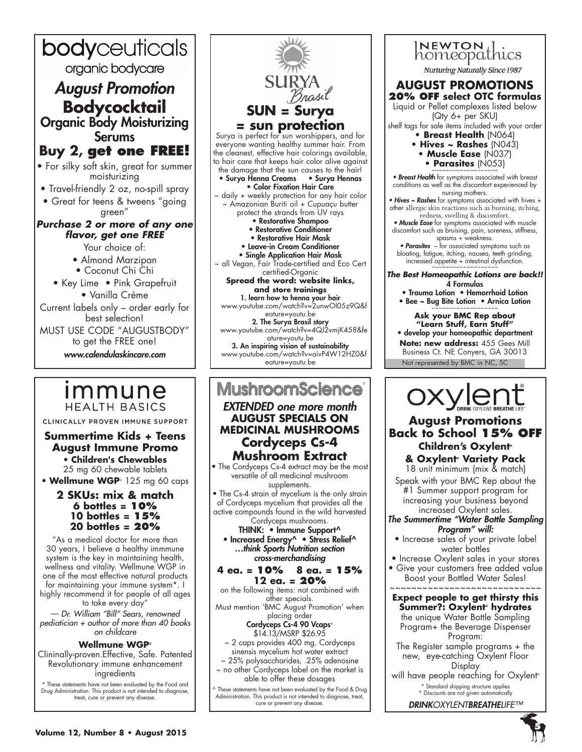# bodyceuticals

organic bodycare

## *August Promotion*

## Bodycocktail

### Organic Body Moisturizing Serums

### Buy 2, get one FREE!

- For silky soft skin, great for summer moisturizing
- Travel-friendly 2 oz, no-spill spray
- Great for teens & tweens "going green"

***Purchase 2 or more of any one flavor, get one FREE***

Your choice of:

- Almond Marzipan
- Coconut Chi Chi
- Key Lime
- Pink Grapefruit
- Vanilla Crème

Current labels only – order early for best selection!

MUST USE CODE "AUGUSTBODY" to get the FREE one!

*www.calendulaskincare.com*

# SURYA Brasil

## SUN = Surya = sun protection

Surya is perfect for sun worshippers, and for everyone wanting healthy summer hair. From the cleanest, effective hair colorings available, to hair care that keeps hair color alive against the damage that the sun causes to the hair!

- **Surya Henna Creams**
- **Surya Hennas**
- **Color Fixation Hair Care**

~ daily + weekly protection for any hair color
~ Amazonian Buriti oil + Cupuaçu butter protect the strands from UV rays

- **Restorative Shampoo**
- **Restorative Conditioner**
- **Restorative Hair Mask**
- **Leave-in Cream Conditioner**
- **Single Application Hair Mask**

~ all Vegan, Fair Trade-certified and Eco Cert certified-Organic

**Spread the word: website links, and store trainings**

1. **learn how to henna your hair**
www.youtube.com/watch?v=2unwOI05z9Q&feature=youtu.be
2. **The Surya Brasil story**
www.youtube.com/watch?v=4QJ2vmjK458&feature=youtu.be
3. **An inspiring vision of sustainability**
www.youtube.com/watch?v=aivP4W12HZ0&feature=youtu.be

# NEWTON homeopathics

*Nurturing Naturally Since 1987*

## AUGUST PROMOTIONS

### 20% OFF select OTC formulas

Liquid or Pellet complexes listed below (Qty 6+ per SKU)

shelf tags for sale items included with your order

- **Breast Health** (N064)
- **Hives ~ Rashes** (N043)
- **Muscle Ease** (N037)
- **Parasites** (N053)

~~~~~~~~~~~~~~~~~~~

- ***Breast Health*** for symptoms associated with breast conditions as well as the discomfort experienced by nursing mothers.
- ***Hives ~ Rashes*** for symptoms associated with hives + other allergic skin reactions such as burning, itching, redness, swelling & discomfort.
- ***Muscle Ease*** for symptoms associated with muscle discomfort such as bruising, pain, soreness, stiffness, spasms + weakness.
- ***Parasites*** – for associated symptoms such as bloating, fatigue, itching, nausea, teeth grinding, increased appetite + intestinal dysfunction.

~~~~~~~~~~~~~~~~~~~

***The Best Homeopathic Lotions are back!!***

**4 Formulas**

- **Trauma Lotion**
- **Hemorrhoid Lotion**
- **Bee ~ Bug Bite Lotion**
- **Arnica Lotion**

~~~~~~~~~~~~~~~~~~~

**Ask your BMC Rep about "Learn Stuff, Earn Stuff"**

- **develop your homeopathic department**

**Note: new address:** 455 Gees Mill Business Ct. NE Conyers, GA 30013

Not represented by BMC in NC, SC

# immune HEALTH BASICS

CLINICALLY PROVEN IMMUNE SUPPORT

## Summertime Kids + Teens August Immune Promo

- **Children's Chewables** 25 mg 60 chewable tablets
- **Wellmune WGP®** 125 mg 60 caps

**2 SKUs: mix & match**
**6 bottles = 10%**
**10 bottles = 15%**
**20 bottles = 20%**

"As a medical doctor for more than 30 years, I believe a healthy immmune system is the key in maintaining health, wellness and vitality. Wellmune WGP in one of the most effective natural products for maintaining your immune system*. I highly recommend it for people of all ages to take every day"

*— Dr. William "Bill" Sears, renowned pediatician + author of more than 40 books on childcare*

**Wellmune WGP®**

Clininally-proven.Effective, Safe. Patented Revolutionary immune enhancement ingredients

\* These statements have not been evaluated by the Food and Drug Administration. This product is not intended to diagnose, treat, cure or prevent any disease.

# MushroomScience®

***EXTENDED one more month***

## AUGUST SPECIALS ON MEDICINAL MUSHROOMS

## Cordyceps Cs-4 Mushroom Extract

- The Cordyceps Cs-4 extract may be the most versatile of all medicinal mushroom supplements.
- The Cs-4 strain of mycelium is the only strain of Cordyceps mycelium that provides all the active compounds found in the wild harvested Cordyceps mushrooms.

**THINK:**

- **Immune Support^**
- **Increased Energy^**
- **Stress Relief^**

***…think Sports Nutrition section cross-merchandising***

**4 ea. = 10%  8 ea. = 15%**
**12 ea. = 20%**

on the following items: not combined with other specials.

Must mention 'BMC August Promotion' when placing order

**Cordyceps Cs-4 90 Vcaps®**
$14.13/MSRP $26.95

~ 2 caps provides 400 mg. Cordyceps sinensis mycelium hot water extract
~ 25% polysaccharides, .25% adenosine
~ no other Cordyceps label on the market is able to offer these dosages

^ These statements have not been evaluated by the Food & Drug Administration. This product is not intended to diagnose, treat, cure or prevent any disease.

# oxylent®

DRINK OXYLENT BREATHE LIFE™

## August Promotions

## Back to School 15% OFF

### Children's Oxylent® & Oxylent® Variety Pack

18 unit minimum (mix & match)

Speak with your BMC Rep about the #1 Summer support program for increasing your business beyond increased Oxylent sales.

***The Summertime "Water Bottle Sampling Program" will:***

- Increase sales of your private label water bottles
- Increase Oxylent sales in your stores
- Give your customers free added value Boost your Bottled Water Sales!

~~~~~~~~~~~~~~~~~~~~~~~~~~~~

**Expect people to get thirsty this Summer?: Oxylent® hydrates**

the unique Water Bottle Sampling Program+ the Beverage Dispenser Program:

The Register sample programs + the new, eye-catching Oxylent Floor Display will have people reaching for Oxylent®

\* Standard shipping structure applies
\* Discounts are not given automatically

***DRINKOXYLENTBREATHELIFE™***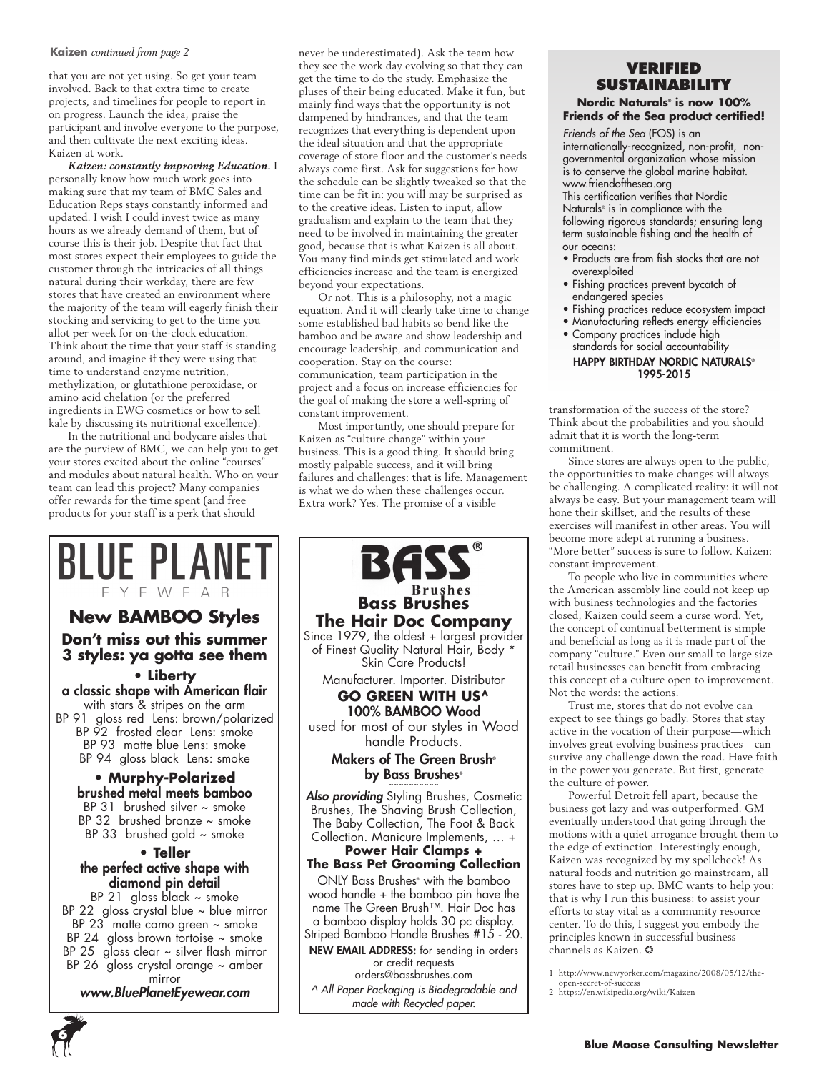**Kaizen** *continued from page 2*

that you are not yet using. So get your team involved. Back to that extra time to create projects, and timelines for people to report in on progress. Launch the idea, praise the participant and involve everyone to the purpose, and then cultivate the next exciting ideas. Kaizen at work.

***Kaizen: constantly improving Education.*** I personally know how much work goes into making sure that my team of BMC Sales and Education Reps stays constantly informed and updated. I wish I could invest twice as many hours as we already demand of them, but of course this is their job. Despite that fact that most stores expect their employees to guide the customer through the intricacies of all things natural during their workday, there are few stores that have created an environment where the majority of the team will eagerly finish their stocking and servicing to get to the time you allot per week for on-the-clock education. Think about the time that your staff is standing around, and imagine if they were using that time to understand enzyme nutrition, methylization, or glutathione peroxidase, or amino acid chelation (or the preferred ingredients in EWG cosmetics or how to sell kale by discussing its nutritional excellence).

In the nutritional and bodycare aisles that are the purview of BMC, we can help you to get your stores excited about the online "courses" and modules about natural health. Who on your team can lead this project? Many companies offer rewards for the time spent (and free products for your staff is a perk that should never be underestimated). Ask the team how they see the work day evolving so that they can get the time to do the study. Emphasize the pluses of their being educated. Make it fun, but mainly find ways that the opportunity is not dampened by hindrances, and that the team recognizes that everything is dependent upon the ideal situation and that the appropriate coverage of store floor and the customer's needs always come first. Ask for suggestions for how the schedule can be slightly tweaked so that the time can be fit in: you will may be surprised as to the creative ideas. Listen to input, allow gradualism and explain to the team that they need to be involved in maintaining the greater good, because that is what Kaizen is all about. You many find minds get stimulated and work efficiencies increase and the team is energized beyond your expectations.

Or not. This is a philosophy, not a magic equation. And it will clearly take time to change some established bad habits so bend like the bamboo and be aware and show leadership and encourage leadership, and communication and cooperation. Stay on the course: communication, team participation in the project and a focus on increase efficiencies for the goal of making the store a well-spring of constant improvement.

Most importantly, one should prepare for Kaizen as "culture change" within your business. This is a good thing. It should bring mostly palpable success, and it will bring failures and challenges: that is life. Management is what we do when these challenges occur. Extra work? Yes. The promise of a visible transformation of the success of the store? Think about the probabilities and you should admit that it is worth the long-term commitment.

Since stores are always open to the public, the opportunities to make changes will always be challenging. A complicated reality: it will not always be easy. But your management team will hone their skillset, and the results of these exercises will manifest in other areas. You will become more adept at running a business. "More better" success is sure to follow. Kaizen: constant improvement.

To people who live in communities where the American assembly line could not keep up with business technologies and the factories closed, Kaizen could seem a curse word. Yet, the concept of continual betterment is simple and beneficial as long as it is made part of the company "culture." Even our small to large size retail businesses can benefit from embracing this concept of a culture open to improvement. Not the words: the actions.

Trust me, stores that do not evolve can expect to see things go badly. Stores that stay active in the vocation of their purpose—which involves great evolving business practices—can survive any challenge down the road. Have faith in the power you generate. But first, generate the culture of power.

Powerful Detroit fell apart, because the business got lazy and was outperformed. GM eventually understood that going through the motions with a quiet arrogance brought them to the edge of extinction. Interestingly enough, Kaizen was recognized by my spellcheck! As natural foods and nutrition go mainstream, all stores have to step up. BMC wants to help you: that is why I run this business: to assist your efforts to stay vital as a community resource center. To do this, I suggest you embody the principles known in successful business channels as Kaizen. ✪

1 http://www.newyorker.com/magazine/2008/05/12/the-open-secret-of-success
2 https://en.wikipedia.org/wiki/Kaizen

---

## VERIFIED SUSTAINABILITY

**Nordic Naturals® is now 100% Friends of the Sea product certified!**

*Friends of the Sea* (FOS) is an internationally-recognized, non-profit, non-governmental organization whose mission is to conserve the global marine habitat. www.friendofthesea.org

This certification verifies that Nordic Naturals® is in compliance with the following rigorous standards; ensuring long term sustainable fishing and the health of our oceans:

- Products are from fish stocks that are not overexploited
- Fishing practices prevent bycatch of endangered species
- Fishing practices reduce ecosystem impact
- Manufacturing reflects energy efficiencies
- Company practices include high standards for social accountability

**HAPPY BIRTHDAY NORDIC NATURALS® 1995-2015**

---

# BLUE PLANET
EYEWEAR

## New BAMBOO Styles

**Don't miss out this summer**
**3 styles: ya gotta see them**

**• Liberty**
**a classic shape with American flair**
with stars & stripes on the arm
BP 91 gloss red Lens: brown/polarized
BP 92 frosted clear Lens: smoke
BP 93 matte blue Lens: smoke
BP 94 gloss black Lens: smoke

**• Murphy-Polarized**
**brushed metal meets bamboo**
BP 31 brushed silver ~ smoke
BP 32 brushed bronze ~ smoke
BP 33 brushed gold ~ smoke

**• Teller**
**the perfect active shape with diamond pin detail**
BP 21 gloss black ~ smoke
BP 22 gloss crystal blue ~ blue mirror
BP 23 matte camo green ~ smoke
BP 24 gloss brown tortoise ~ smoke
BP 25 gloss clear ~ silver flash mirror
BP 26 gloss crystal orange ~ amber mirror

***www.BluePlanetEyewear.com***

---

# BASS®
Brushes

## Bass Brushes
## The Hair Doc Company

Since 1979, the oldest + largest provider of Finest Quality Natural Hair, Body * Skin Care Products!

Manufacturer. Importer. Distributor

**GO GREEN WITH US^**
**100% BAMBOO Wood**
used for most of our styles in Wood handle Products.

**Makers of The Green Brush® by Bass Brushes®**

***Also providing*** Styling Brushes, Cosmetic Brushes, The Shaving Brush Collection, The Baby Collection, The Foot & Back Collection. Manicure Implements, … +
**Power Hair Clamps +**
**The Bass Pet Grooming Collection**

ONLY Bass Brushes® with the bamboo wood handle + the bamboo pin have the name The Green Brush™. Hair Doc has a bamboo display holds 30 pc display. Striped Bamboo Handle Brushes #15 - 20.

**NEW EMAIL ADDRESS:** for sending in orders or credit requests
orders@bassbrushes.com

*^ All Paper Packaging is Biodegradable and made with Recycled paper.*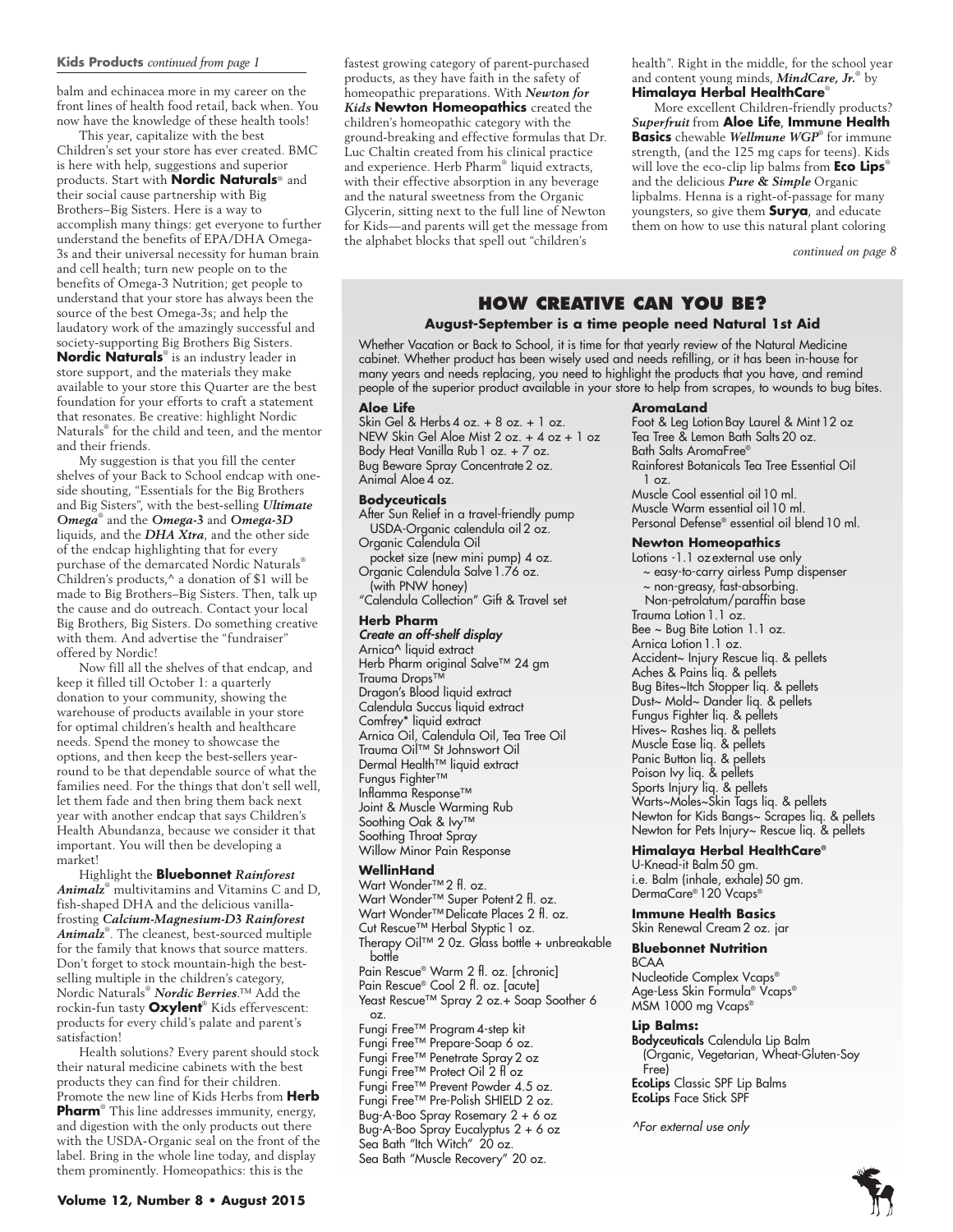**Kids Products** *continued from page 1*

balm and echinacea more in my career on the front lines of health food retail, back when. You now have the knowledge of these health tools!

This year, capitalize with the best Children's set your store has ever created. BMC is here with help, suggestions and superior products. Start with **Nordic Naturals**® and their social cause partnership with Big Brothers–Big Sisters. Here is a way to accomplish many things: get everyone to further understand the benefits of EPA/DHA Omega-3s and their universal necessity for human brain and cell health; turn new people on to the benefits of Omega-3 Nutrition; get people to understand that your store has always been the source of the best Omega-3s; and help the laudatory work of the amazingly successful and society-supporting Big Brothers Big Sisters. **Nordic Naturals**® is an industry leader in store support, and the materials they make available to your store this Quarter are the best foundation for your efforts to craft a statement that resonates. Be creative: highlight Nordic Naturals® for the child and teen, and the mentor and their friends.

My suggestion is that you fill the center shelves of your Back to School endcap with one-side shouting, "Essentials for the Big Brothers and Big Sisters", with the best-selling ***Ultimate Omega***® and the ***Omega-3*** and ***Omega-3D*** liquids, and the ***DHA Xtra***, and the other side of the endcap highlighting that for every purchase of the demarcated Nordic Naturals® Children's products,^ a donation of $1 will be made to Big Brothers–Big Sisters. Then, talk up the cause and do outreach. Contact your local Big Brothers, Big Sisters. Do something creative with them. And advertise the "fundraiser" offered by Nordic!

Now fill all the shelves of that endcap, and keep it filled till October 1: a quarterly donation to your community, showing the warehouse of products available in your store for optimal children's health and healthcare needs. Spend the money to showcase the options, and then keep the best-sellers year-round to be that dependable source of what the families need. For the things that don't sell well, let them fade and then bring them back next year with another endcap that says Children's Health Abundanza, because we consider it that important. You will then be developing a market!

Highlight the **Bluebonnet** ***Rainforest Animalz***® multivitamins and Vitamins C and D, fish-shaped DHA and the delicious vanilla-frosting ***Calcium-Magnesium-D3 Rainforest Animalz***®. The cleanest, best-sourced multiple for the family that knows that source matters. Don't forget to stock mountain-high the best-selling multiple in the children's category, Nordic Naturals® ***Nordic Berries***.™ Add the rockin-fun tasty **Oxylent**® Kids effervescent: products for every child's palate and parent's satisfaction!

Health solutions? Every parent should stock their natural medicine cabinets with the best products they can find for their children. Promote the new line of Kids Herbs from **Herb Pharm**® This line addresses immunity, energy, and digestion with the only products out there with the USDA-Organic seal on the front of the label. Bring in the whole line today, and display them prominently. Homeopathics: this is the fastest growing category of parent-purchased products, as they have faith in the safety of homeopathic preparations. With ***Newton for Kids*** **Newton Homeopathics** created the children's homeopathic category with the ground-breaking and effective formulas that Dr. Luc Chaltin created from his clinical practice and experience. Herb Pharm® liquid extracts, with their effective absorption in any beverage and the natural sweetness from the Organic Glycerin, sitting next to the full line of Newton for Kids—and parents will get the message from the alphabet blocks that spell out "children's health". Right in the middle, for the school year and content young minds, ***MindCare, Jr.***® by **Himalaya Herbal HealthCare**®

More excellent Children-friendly products? ***Superfruit*** from **Aloe Life**, **Immune Health Basics** chewable ***Wellmune WGP***® for immune strength, (and the 125 mg caps for teens). Kids will love the eco-clip lip balms from **Eco Lips**® and the delicious ***Pure & Simple*** Organic lipbalms. Henna is a right-of-passage for many youngsters, so give them **Surya**, and educate them on how to use this natural plant coloring

*continued on page 8*

## HOW CREATIVE CAN YOU BE?

### August-September is a time people need Natural 1st Aid

Whether Vacation or Back to School, it is time for that yearly review of the Natural Medicine cabinet. Whether product has been wisely used and needs refilling, or it has been in-house for many years and needs replacing, you need to highlight the products that you have, and remind people of the superior product available in your store to help from scrapes, to wounds to bug bites.

**Aloe Life**
Skin Gel & Herbs 4 oz. + 8 oz. + 1 oz.
NEW Skin Gel Aloe Mist 2 oz. + 4 oz + 1 oz
Body Heat Vanilla Rub 1 oz. + 7 oz.
Bug Beware Spray Concentrate 2 oz.
Animal Aloe 4 oz.

**Bodyceuticals**
After Sun Relief in a travel-friendly pump USDA-Organic calendula oil 2 oz.
Organic Calendula Oil pocket size (new mini pump) 4 oz.
Organic Calendula Salve 1.76 oz. (with PNW honey)
"Calendula Collection" Gift & Travel set

**Herb Pharm**
***Create an off-shelf display***
Arnica^ liquid extract
Herb Pharm original Salve™ 24 gm
Trauma Drops™
Dragon's Blood liquid extract
Calendula Succus liquid extract
Comfrey* liquid extract
Arnica Oil, Calendula Oil, Tea Tree Oil
Trauma Oil™ St Johnswort Oil
Dermal Health™ liquid extract
Fungus Fighter™
Inflamma Response™
Joint & Muscle Warming Rub
Soothing Oak & Ivy™
Soothing Throat Spray
Willow Minor Pain Response

**WellinHand**
Wart Wonder™ 2 fl. oz.
Wart Wonder™ Super Potent 2 fl. oz.
Wart Wonder™ Delicate Places 2 fl. oz.
Cut Rescue™ Herbal Styptic 1 oz.
Therapy Oil™ 2 0z. Glass bottle + unbreakable bottle
Pain Rescue® Warm 2 fl. oz. [chronic]
Pain Rescue® Cool 2 fl. oz. [acute]
Yeast Rescue™ Spray 2 oz.+ Soap Soother 6 oz.
Fungi Free™ Program 4-step kit
Fungi Free™ Prepare-Soap 6 oz.
Fungi Free™ Penetrate Spray 2 oz
Fungi Free™ Protect Oil 2 fl oz
Fungi Free™ Prevent Powder 4.5 oz.
Fungi Free™ Pre-Polish SHIELD 2 oz.
Bug-A-Boo Spray Rosemary 2 + 6 oz
Bug-A-Boo Spray Eucalyptus 2 + 6 oz
Sea Bath "Itch Witch" 20 oz.
Sea Bath "Muscle Recovery" 20 oz.

**AromaLand**
Foot & Leg Lotion Bay Laurel & Mint 12 oz
Tea Tree & Lemon Bath Salts 20 oz.
Bath Salts AromaFree®
Rainforest Botanicals Tea Tree Essential Oil 1 oz.
Muscle Cool essential oil 10 ml.
Muscle Warm essential oil 10 ml.
Personal Defense® essential oil blend 10 ml.

**Newton Homeopathics**
Lotions -1.1 oz external use only
~ easy-to-carry airless Pump dispenser
~ non-greasy, fast-absorbing. Non-petrolatum/paraffin base
Trauma Lotion 1.1 oz.
Bee ~ Bug Bite Lotion 1.1 oz.
Arnica Lotion 1.1 oz.
Accident~ Injury Rescue liq. & pellets
Aches & Pains liq. & pellets
Bug Bites~Itch Stopper liq. & pellets
Dust~ Mold~ Dander liq. & pellets
Fungus Fighter liq. & pellets
Hives~ Rashes liq. & pellets
Muscle Ease liq. & pellets
Panic Button liq. & pellets
Poison Ivy liq. & pellets
Sports Injury liq. & pellets
Warts~Moles~Skin Tags liq. & pellets
Newton for Kids Bangs~ Scrapes liq. & pellets
Newton for Pets Injury~ Rescue liq. & pellets

**Himalaya Herbal HealthCare**®
U-Knead-it Balm 50 gm.
i.e. Balm (inhale, exhale) 50 gm.
DermaCare® 120 Vcaps®

**Immune Health Basics**
Skin Renewal Cream 2 oz. jar

**Bluebonnet Nutrition**
BCAA
Nucleotide Complex Vcaps®
Age-Less Skin Formula® Vcaps®
MSM 1000 mg Vcaps®

**Lip Balms:**
**Bodyceuticals** Calendula Lip Balm (Organic, Vegetarian, Wheat-Gluten-Soy Free)
**EcoLips** Classic SPF Lip Balms
**EcoLips** Face Stick SPF

*^For external use only*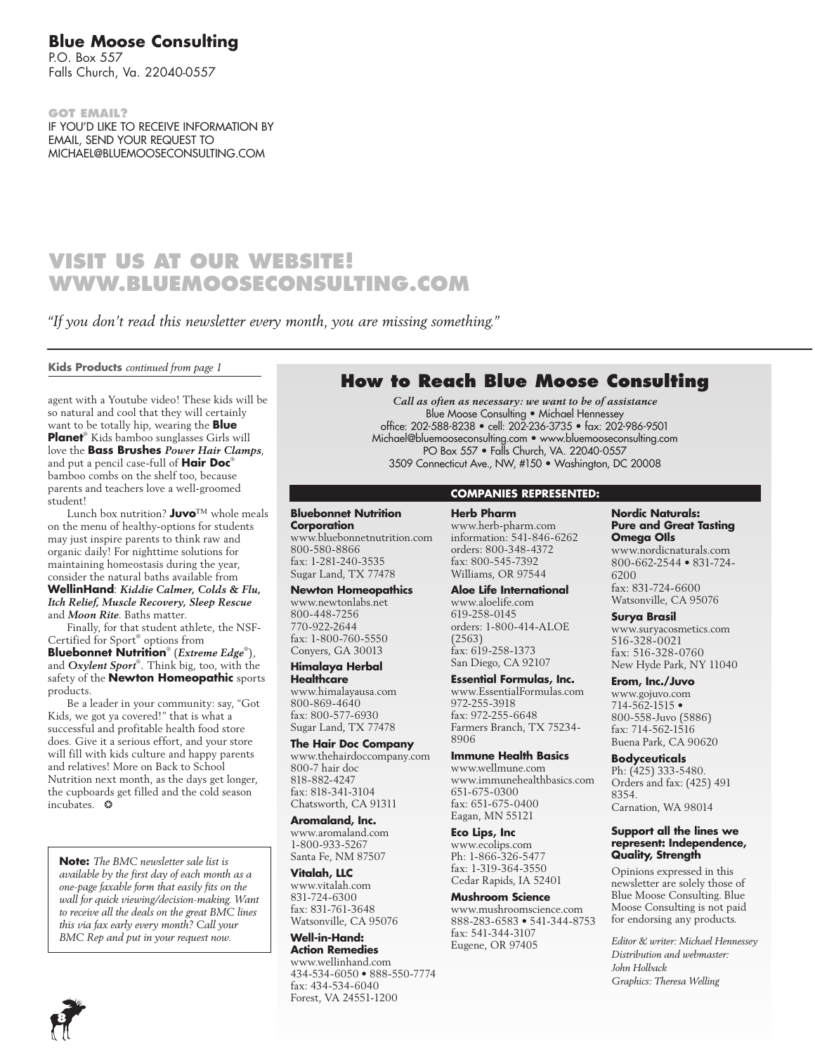## Blue Moose Consulting

P.O. Box 557
Falls Church, Va. 22040-0557

**GOT EMAIL?**
IF YOU'D LIKE TO RECEIVE INFORMATION BY EMAIL, SEND YOUR REQUEST TO MICHAEL@BLUEMOOSECONSULTING.COM

## VISIT US AT OUR WEBSITE! WWW.BLUEMOOSECONSULTING.COM

*"If you don't read this newsletter every month, you are missing something."*

**Kids Products** *continued from page 1*

agent with a Youtube video! These kids will be so natural and cool that they will certainly want to be totally hip, wearing the **Blue Planet**® Kids bamboo sunglasses Girls will love the **Bass Brushes** ***Power Hair Clamps***, and put a pencil case-full of **Hair Doc**® bamboo combs on the shelf too, because parents and teachers love a well-groomed student!

Lunch box nutrition? **Juvo**™ whole meals on the menu of healthy-options for students may just inspire parents to think raw and organic daily! For nighttime solutions for maintaining homeostasis during the year, consider the natural baths available from **WellinHand**: ***Kiddie Calmer, Colds & Flu, Itch Relief, Muscle Recovery, Sleep Rescue*** and ***Moon Rite***. Baths matter.

Finally, for that student athlete, the NSF-Certified for Sport® options from **Bluebonnet Nutrition**® (***Extreme Edge***®), and ***Oxylent Sport***®. Think big, too, with the safety of the **Newton Homeopathic** sports products.

Be a leader in your community: say, "Got Kids, we got ya covered!" that is what a successful and profitable health food store does. Give it a serious effort, and your store will fill with kids culture and happy parents and relatives! More on Back to School Nutrition next month, as the days get longer, the cupboards get filled and the cold season incubates. ✪

**Note:** *The BMC newsletter sale list is available by the first day of each month as a one-page faxable form that easily fits on the wall for quick viewing/decision-making. Want to receive all the deals on the great BMC lines this via fax early every month? Call your BMC Rep and put in your request now.*

## How to Reach Blue Moose Consulting

***Call as often as necessary: we want to be of assistance***
Blue Moose Consulting • Michael Hennessey
office: 202-588-8238 • cell: 202-236-3735 • fax: 202-986-9501
Michael@bluemooseconsulting.com • www.bluemooseconsulting.com
PO Box 557 • Falls Church, VA. 22040-0557
3509 Connecticut Ave., NW, #150 • Washington, DC 20008

### COMPANIES REPRESENTED:

**Bluebonnet Nutrition Corporation**
www.bluebonnetnutrition.com
800-580-8866
fax: 1-281-240-3535
Sugar Land, TX 77478

**Newton Homeopathics**
www.newtonlabs.net
800-448-7256
770-922-2644
fax: 1-800-760-5550
Conyers, GA 30013

**Himalaya Herbal Healthcare**
www.himalayausa.com
800-869-4640
fax: 800-577-6930
Sugar Land, TX 77478

**The Hair Doc Company**
www.thehairdoccompany.com
800-7 hair doc
818-882-4247
fax: 818-341-3104
Chatsworth, CA 91311

**Aromaland, Inc.**
www.aromaland.com
1-800-933-5267
Santa Fe, NM 87507

**Vitalah, LLC**
www.vitalah.com
831-724-6300
fax: 831-761-3648
Watsonville, CA 95076

**Well-in-Hand: Action Remedies**
www.wellinhand.com
434-534-6050 • 888-550-7774
fax: 434-534-6040
Forest, VA 24551-1200

**Herb Pharm**
www.herb-pharm.com
information: 541-846-6262
orders: 800-348-4372
fax: 800-545-7392
Williams, OR 97544

**Aloe Life International**
www.aloelife.com
619-258-0145
orders: 1-800-414-ALOE (2563)
fax: 619-258-1373
San Diego, CA 92107

**Essential Formulas, Inc.**
www.EssentialFormulas.com
972-255-3918
fax: 972-255-6648
Farmers Branch, TX 75234-8906

**Immune Health Basics**
www.wellmune.com
www.immunehealthbasics.com
651-675-0300
fax: 651-675-0400
Eagan, MN 55121

**Eco Lips, Inc**
www.ecolips.com
Ph: 1-866-326-5477
fax: 1-319-364-3550
Cedar Rapids, IA 52401

**Mushroom Science**
www.mushroomscience.com
888-283-6583 • 541-344-8753
fax: 541-344-3107
Eugene, OR 97405

**Nordic Naturals: Pure and Great Tasting Omega OIls**
www.nordicnaturals.com
800-662-2544 • 831-724-6200
fax: 831-724-6600
Watsonville, CA 95076

**Surya Brasil**
www.suryacosmetics.com
516-328-0021
fax: 516-328-0760
New Hyde Park, NY 11040

**Erom, Inc./Juvo**
www.gojuvo.com
714-562-1515 •
800-558-Juvo (5886)
fax: 714-562-1516
Buena Park, CA 90620

**Bodyceuticals**
Ph: (425) 333-5480.
Orders and fax: (425) 491 8354.
Carnation, WA 98014

**Support all the lines we represent: Independence, Quality, Strength**

Opinions expressed in this newsletter are solely those of Blue Moose Consulting. Blue Moose Consulting is not paid for endorsing any products.

*Editor & writer: Michael Hennessey*
*Distribution and webmaster: John Holback*
*Graphics: Theresa Welling*